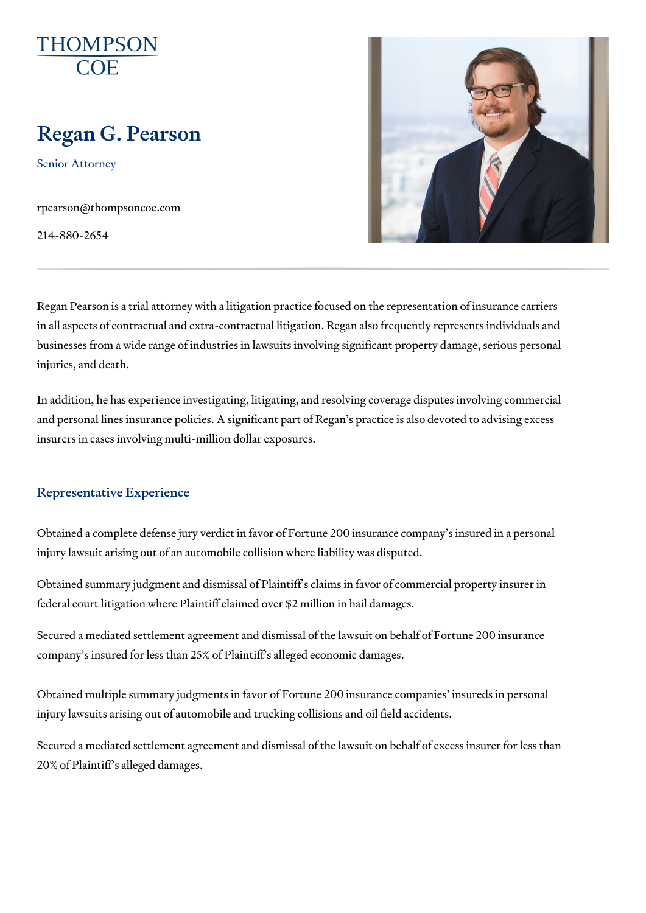THOMPSON COE

# Regan G. Pearson

Senior Attorney

rpearson@thompsoncoe.com

214-880-2654

Regan Pearson is a trial attorney with a litigation practice focused on the representation of insurance carriers in all aspects of contractual and extra-contractual litigation. Regan also frequently represents individuals and businesses from a wide range of industries in lawsuits involving significant property damage, serious personal injuries, and death.

In addition, he has experience investigating, litigating, and resolving coverage disputes involving commercial and personal lines insurance policies. A significant part of Regan's practice is also devoted to advising excess insurers in cases involving multi-million dollar exposures.

## Representative Experience

Obtained a complete defense jury verdict in favor of Fortune 200 insurance company's insured in a personal injury lawsuit arising out of an automobile collision where liability was disputed.

Obtained summary judgment and dismissal of Plaintiff's claims in favor of commercial property insurer in federal court litigation where Plaintiff claimed over $2 million in hail damages.

Secured a mediated settlement agreement and dismissal of the lawsuit on behalf of Fortune 200 insurance company's insured for less than 25% of Plaintiff's alleged economic damages.

Obtained multiple summary judgments in favor of Fortune 200 insurance companies' insureds in personal injury lawsuits arising out of automobile and trucking collisions and oil field accidents.

Secured a mediated settlement agreement and dismissal of the lawsuit on behalf of excess insurer for less than 20% of Plaintiff's alleged damages.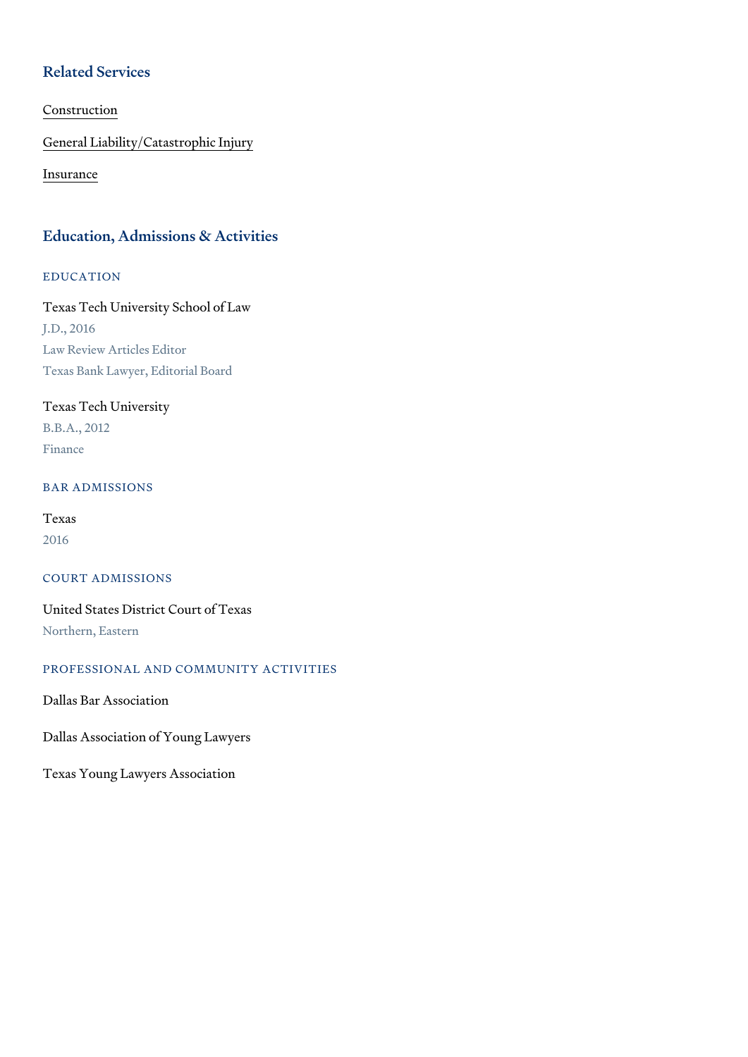## Related Services

Construction

General Liability/Catastrophic Injury

Insurance

## Education, Admissions & Activities

### EDUCATION

Texas Tech University School of Law
J.D., 2016
Law Review Articles Editor
Texas Bank Lawyer, Editorial Board

Texas Tech University
B.B.A., 2012
Finance

### BAR ADMISSIONS

Texas
2016

### COURT ADMISSIONS

United States District Court of Texas
Northern, Eastern

### PROFESSIONAL AND COMMUNITY ACTIVITIES

Dallas Bar Association

Dallas Association of Young Lawyers

Texas Young Lawyers Association